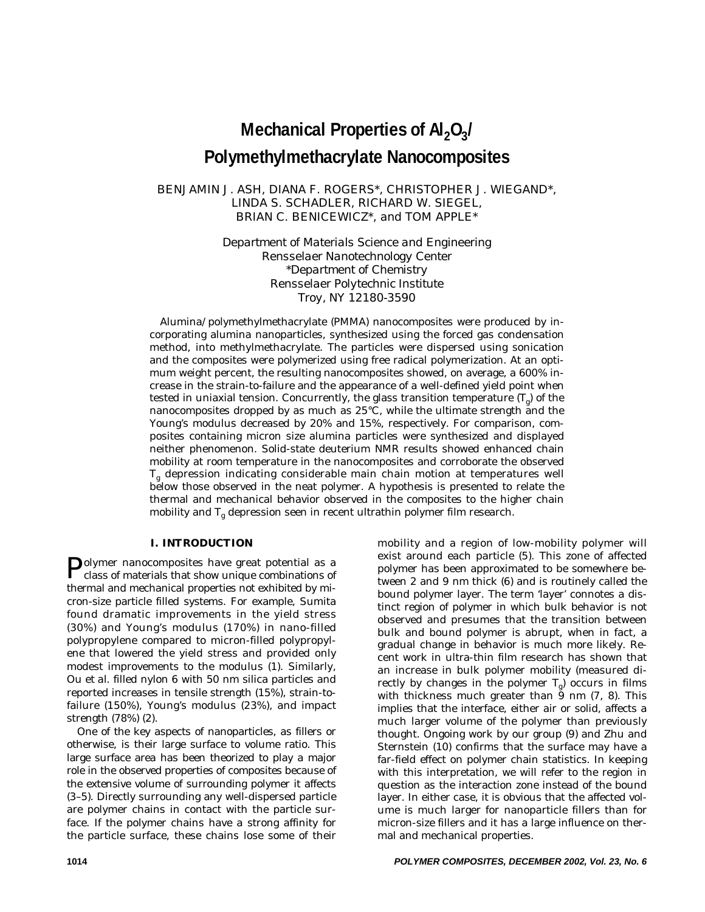# Mechanical Properties of $Al_2O_3$/ Polymethylmethacrylate Nanocomposites

BENJAMIN J. ASH, DIANA F. ROGERS*, CHRISTOPHER J. WIEGAND*, LINDA S. SCHADLER, RICHARD W. SIEGEL, BRIAN C. BENICEWICZ*, and TOM APPLE*

*Department of Materials Science and Engineering*
*Rensselaer Nanotechnology Center*
*\*Department of Chemistry*
*Rensselaer Polytechnic Institute*
*Troy, NY 12180-3590*

Alumina/polymethylmethacrylate (PMMA) nanocomposites were produced by incorporating alumina nanoparticles, synthesized using the forced gas condensation method, into methylmethacrylate. The particles were dispersed using sonication and the composites were polymerized using free radical polymerization. At an optimum weight percent, the resulting nanocomposites showed, on average, a 600% increase in the strain-to-failure and the appearance of a well-defined yield point when tested in uniaxial tension. Concurrently, the glass transition temperature ($T_g$) of the nanocomposites dropped by as much as 25°C, while the ultimate strength and the Young's modulus decreased by 20% and 15%, respectively. For comparison, composites containing micron size alumina particles were synthesized and displayed neither phenomenon. Solid-state deuterium NMR results showed enhanced chain mobility at room temperature in the nanocomposites and corroborate the observed $T_g$ depression indicating considerable main chain motion at temperatures well below those observed in the neat polymer. A hypothesis is presented to relate the thermal and mechanical behavior observed in the composites to the higher chain mobility and $T_g$ depression seen in recent ultrathin polymer film research.

## I. INTRODUCTION

Polymer nanocomposites have great potential as a class of materials that show unique combinations of thermal and mechanical properties not exhibited by micron-size particle filled systems. For example, Sumita found dramatic improvements in the yield stress (30%) and Young's modulus (170%) in nano-filled polypropylene compared to micron-filled polypropylene that lowered the yield stress and provided only modest improvements to the modulus (1). Similarly, Ou et al. filled nylon 6 with 50 nm silica particles and reported increases in tensile strength (15%), strain-to-failure (150%), Young's modulus (23%), and impact strength (78%) (2).

One of the key aspects of nanoparticles, as fillers or otherwise, is their large surface to volume ratio. This large surface area has been theorized to play a major role in the observed properties of composites because of the extensive volume of surrounding polymer it affects (3–5). Directly surrounding any well-dispersed particle are polymer chains in contact with the particle surface. If the polymer chains have a strong affinity for the particle surface, these chains lose some of their mobility and a region of low-mobility polymer will exist around each particle (5). This zone of affected polymer has been approximated to be somewhere between 2 and 9 nm thick (6) and is routinely called the bound polymer layer. The term 'layer' connotes a distinct region of polymer in which bulk behavior is not observed and presumes that the transition between bulk and bound polymer is abrupt, when in fact, a gradual change in behavior is much more likely. Recent work in ultra-thin film research has shown that an increase in bulk polymer mobility (measured directly by changes in the polymer $T_g$) occurs in films with thickness much greater than 9 nm (7, 8). This implies that the interface, either air or solid, affects a much larger volume of the polymer than previously thought. Ongoing work by our group (9) and Zhu and Sternstein (10) confirms that the surface may have a far-field effect on polymer chain statistics. In keeping with this interpretation, we will refer to the region in question as the interaction zone instead of the bound layer. In either case, it is obvious that the affected volume is much larger for nanoparticle fillers than for micron-size fillers and it has a large influence on thermal and mechanical properties.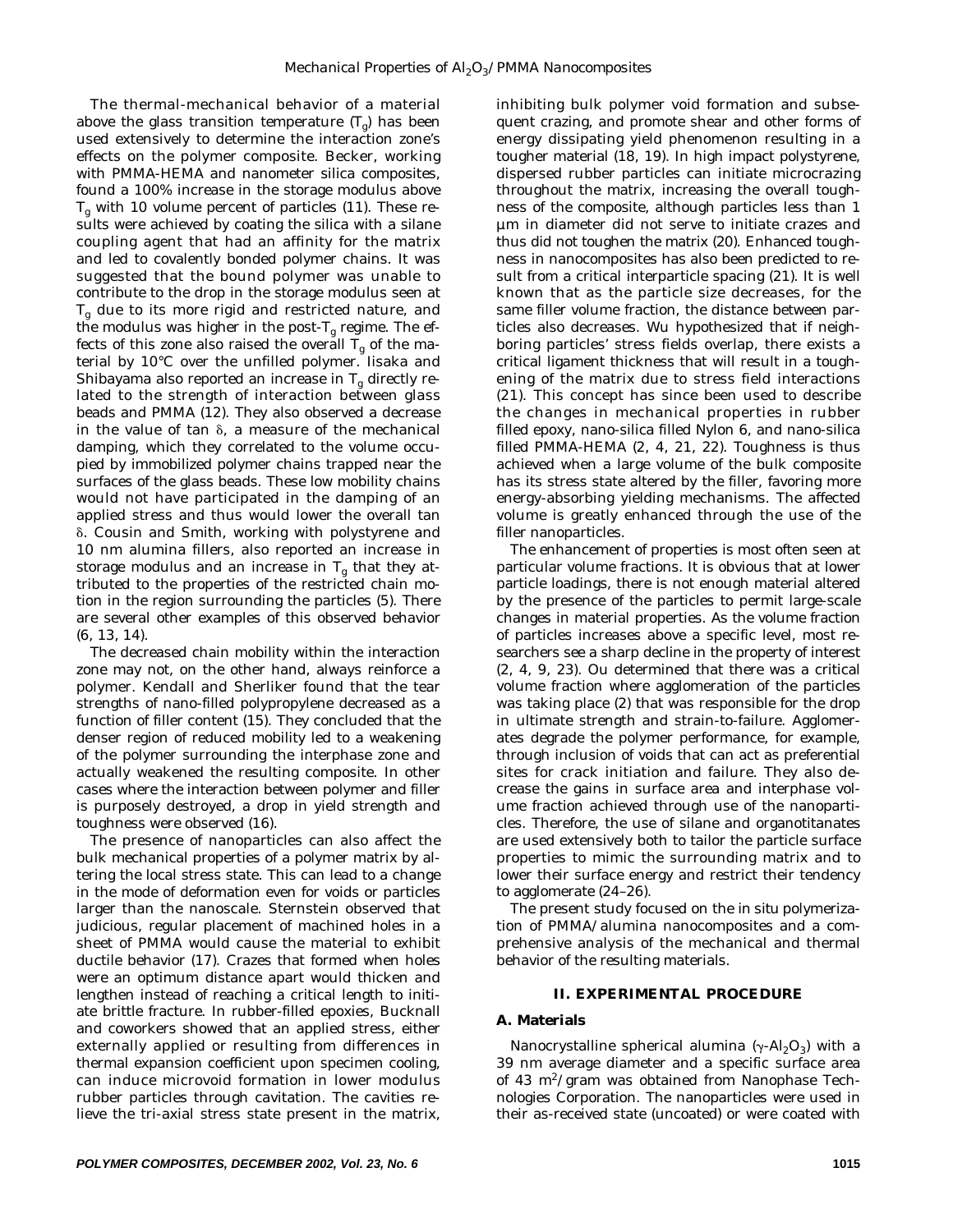The thermal-mechanical behavior of a material above the glass transition temperature ($T_g$) has been used extensively to determine the interaction zone's effects on the polymer composite. Becker, working with PMMA-HEMA and nanometer silica composites, found a 100% increase in the storage modulus above $T_g$ with 10 volume percent of particles (11). These results were achieved by coating the silica with a silane coupling agent that had an affinity for the matrix and led to covalently bonded polymer chains. It was suggested that the bound polymer was unable to contribute to the drop in the storage modulus seen at $T_g$ due to its more rigid and restricted nature, and the modulus was higher in the post-$T_g$ regime. The effects of this zone also raised the overall $T_g$ of the material by 10°C over the unfilled polymer. Iisaka and Shibayama also reported an increase in $T_g$ directly related to the strength of interaction between glass beads and PMMA (12). They also observed a decrease in the value of tan $\delta$, a measure of the mechanical damping, which they correlated to the volume occupied by immobilized polymer chains trapped near the surfaces of the glass beads. These low mobility chains would not have participated in the damping of an applied stress and thus would lower the overall tan $\delta$. Cousin and Smith, working with polystyrene and 10 nm alumina fillers, also reported an increase in storage modulus and an increase in $T_g$ that they attributed to the properties of the restricted chain motion in the region surrounding the particles (5). There are several other examples of this observed behavior (6, 13, 14).

The decreased chain mobility within the interaction zone may not, on the other hand, always reinforce a polymer. Kendall and Sherliker found that the tear strengths of nano-filled polypropylene decreased as a function of filler content (15). They concluded that the denser region of reduced mobility led to a weakening of the polymer surrounding the interphase zone and actually weakened the resulting composite. In other cases where the interaction between polymer and filler is purposely destroyed, a drop in yield strength and toughness were observed (16).

The presence of nanoparticles can also affect the bulk mechanical properties of a polymer matrix by altering the local stress state. This can lead to a change in the mode of deformation even for voids or particles larger than the nanoscale. Sternstein observed that judicious, regular placement of machined holes in a sheet of PMMA would cause the material to exhibit ductile behavior (17). Crazes that formed when holes were an optimum distance apart would thicken and lengthen instead of reaching a critical length to initiate brittle fracture. In rubber-filled epoxies, Bucknall and coworkers showed that an applied stress, either externally applied or resulting from differences in thermal expansion coefficient upon specimen cooling, can induce microvoid formation in lower modulus rubber particles through cavitation. The cavities relieve the tri-axial stress state present in the matrix, inhibiting bulk polymer void formation and subsequent crazing, and promote shear and other forms of energy dissipating yield phenomenon resulting in a tougher material (18, 19). In high impact polystyrene, dispersed rubber particles can initiate microcrazing throughout the matrix, increasing the overall toughness of the composite, although particles less than 1 μm in diameter did not serve to initiate crazes and thus did not toughen the matrix (20). Enhanced toughness in nanocomposites has also been predicted to result from a critical interparticle spacing (21). It is well known that as the particle size decreases, for the same filler volume fraction, the distance between particles also decreases. Wu hypothesized that if neighboring particles' stress fields overlap, there exists a critical ligament thickness that will result in a toughening of the matrix due to stress field interactions (21). This concept has since been used to describe the changes in mechanical properties in rubber filled epoxy, nano-silica filled Nylon 6, and nano-silica filled PMMA-HEMA (2, 4, 21, 22). Toughness is thus achieved when a large volume of the bulk composite has its stress state altered by the filler, favoring more energy-absorbing yielding mechanisms. The affected volume is greatly enhanced through the use of the filler nanoparticles.

The enhancement of properties is most often seen at particular volume fractions. It is obvious that at lower particle loadings, there is not enough material altered by the presence of the particles to permit large-scale changes in material properties. As the volume fraction of particles increases above a specific level, most researchers see a sharp decline in the property of interest (2, 4, 9, 23). Ou determined that there was a critical volume fraction where agglomeration of the particles was taking place (2) that was responsible for the drop in ultimate strength and strain-to-failure. Agglomerates degrade the polymer performance, for example, through inclusion of voids that can act as preferential sites for crack initiation and failure. They also decrease the gains in surface area and interphase volume fraction achieved through use of the nanoparticles. Therefore, the use of silane and organotitanates are used extensively both to tailor the particle surface properties to mimic the surrounding matrix and to lower their surface energy and restrict their tendency to agglomerate (24–26).

The present study focused on the in situ polymerization of PMMA/alumina nanocomposites and a comprehensive analysis of the mechanical and thermal behavior of the resulting materials.

## II. EXPERIMENTAL PROCEDURE

### A. Materials

Nanocrystalline spherical alumina ($\gamma$-$Al_2O_3$) with a 39 nm average diameter and a specific surface area of 43 $m^2$/gram was obtained from Nanophase Technologies Corporation. The nanoparticles were used in their as-received state (uncoated) or were coated with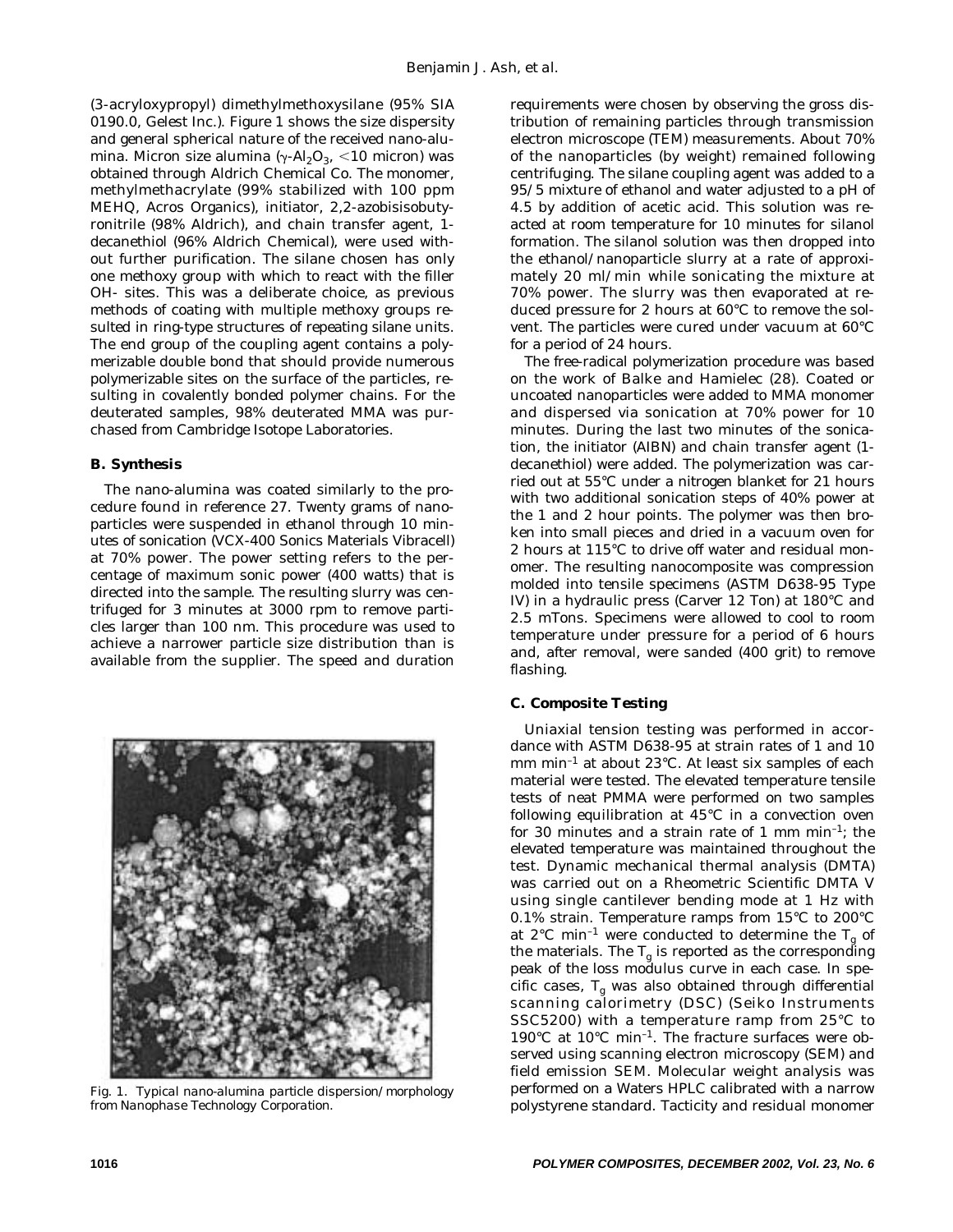(3-acryloxypropyl) dimethylmethoxysilane (95% SIA 0190.0, Gelest Inc.). Figure 1 shows the size dispersity and general spherical nature of the received nano-alumina. Micron size alumina ($\gamma$-$Al_2O_3$, <10 micron) was obtained through Aldrich Chemical Co. The monomer, methylmethacrylate (99% stabilized with 100 ppm MEHQ, Acros Organics), initiator, 2,2-azobisisobutyronitrile (98% Aldrich), and chain transfer agent, 1-decanethiol (96% Aldrich Chemical), were used without further purification. The silane chosen has only one methoxy group with which to react with the filler OH- sites. This was a deliberate choice, as previous methods of coating with multiple methoxy groups resulted in ring-type structures of repeating silane units. The end group of the coupling agent contains a polymerizable double bond that should provide numerous polymerizable sites on the surface of the particles, resulting in covalently bonded polymer chains. For the deuterated samples, 98% deuterated MMA was purchased from Cambridge Isotope Laboratories.

### B. Synthesis

The nano-alumina was coated similarly to the procedure found in reference 27. Twenty grams of nanoparticles were suspended in ethanol through 10 minutes of sonication (VCX-400 Sonics Materials Vibracell) at 70% power. The power setting refers to the percentage of maximum sonic power (400 watts) that is directed into the sample. The resulting slurry was centrifuged for 3 minutes at 3000 rpm to remove particles larger than 100 nm. This procedure was used to achieve a narrower particle size distribution than is available from the supplier. The speed and duration requirements were chosen by observing the gross distribution of remaining particles through transmission electron microscope (TEM) measurements. About 70% of the nanoparticles (by weight) remained following centrifuging. The silane coupling agent was added to a 95/5 mixture of ethanol and water adjusted to a pH of 4.5 by addition of acetic acid. This solution was reacted at room temperature for 10 minutes for silanol formation. The silanol solution was then dropped into the ethanol/nanoparticle slurry at a rate of approximately 20 ml/min while sonicating the mixture at 70% power. The slurry was then evaporated at reduced pressure for 2 hours at 60°C to remove the solvent. The particles were cured under vacuum at 60°C for a period of 24 hours.

Fig. 1. Typical nano-alumina particle dispersion/morphology from Nanophase Technology Corporation.

The free-radical polymerization procedure was based on the work of Balke and Hamielec (28). Coated or uncoated nanoparticles were added to MMA monomer and dispersed via sonication at 70% power for 10 minutes. During the last two minutes of the sonication, the initiator (AIBN) and chain transfer agent (1-decanethiol) were added. The polymerization was carried out at 55°C under a nitrogen blanket for 21 hours with two additional sonication steps of 40% power at the 1 and 2 hour points. The polymer was then broken into small pieces and dried in a vacuum oven for 2 hours at 115°C to drive off water and residual monomer. The resulting nanocomposite was compression molded into tensile specimens (ASTM D638-95 Type IV) in a hydraulic press (Carver 12 Ton) at 180°C and 2.5 mTons. Specimens were allowed to cool to room temperature under pressure for a period of 6 hours and, after removal, were sanded (400 grit) to remove flashing.

### C. Composite Testing

Uniaxial tension testing was performed in accordance with ASTM D638-95 at strain rates of 1 and 10 mm min$^{-1}$ at about 23°C. At least six samples of each material were tested. The elevated temperature tensile tests of neat PMMA were performed on two samples following equilibration at 45°C in a convection oven for 30 minutes and a strain rate of 1 mm min$^{-1}$; the elevated temperature was maintained throughout the test. Dynamic mechanical thermal analysis (DMTA) was carried out on a Rheometric Scientific DMTA V using single cantilever bending mode at 1 Hz with 0.1% strain. Temperature ramps from 15°C to 200°C at 2°C min$^{-1}$ were conducted to determine the $T_g$ of the materials. The $T_g$ is reported as the corresponding peak of the loss modulus curve in each case. In specific cases, $T_g$ was also obtained through differential scanning calorimetry (DSC) (Seiko Instruments SSC5200) with a temperature ramp from 25°C to 190°C at 10°C min$^{-1}$. The fracture surfaces were observed using scanning electron microscopy (SEM) and field emission SEM. Molecular weight analysis was performed on a Waters HPLC calibrated with a narrow polystyrene standard. Tacticity and residual monomer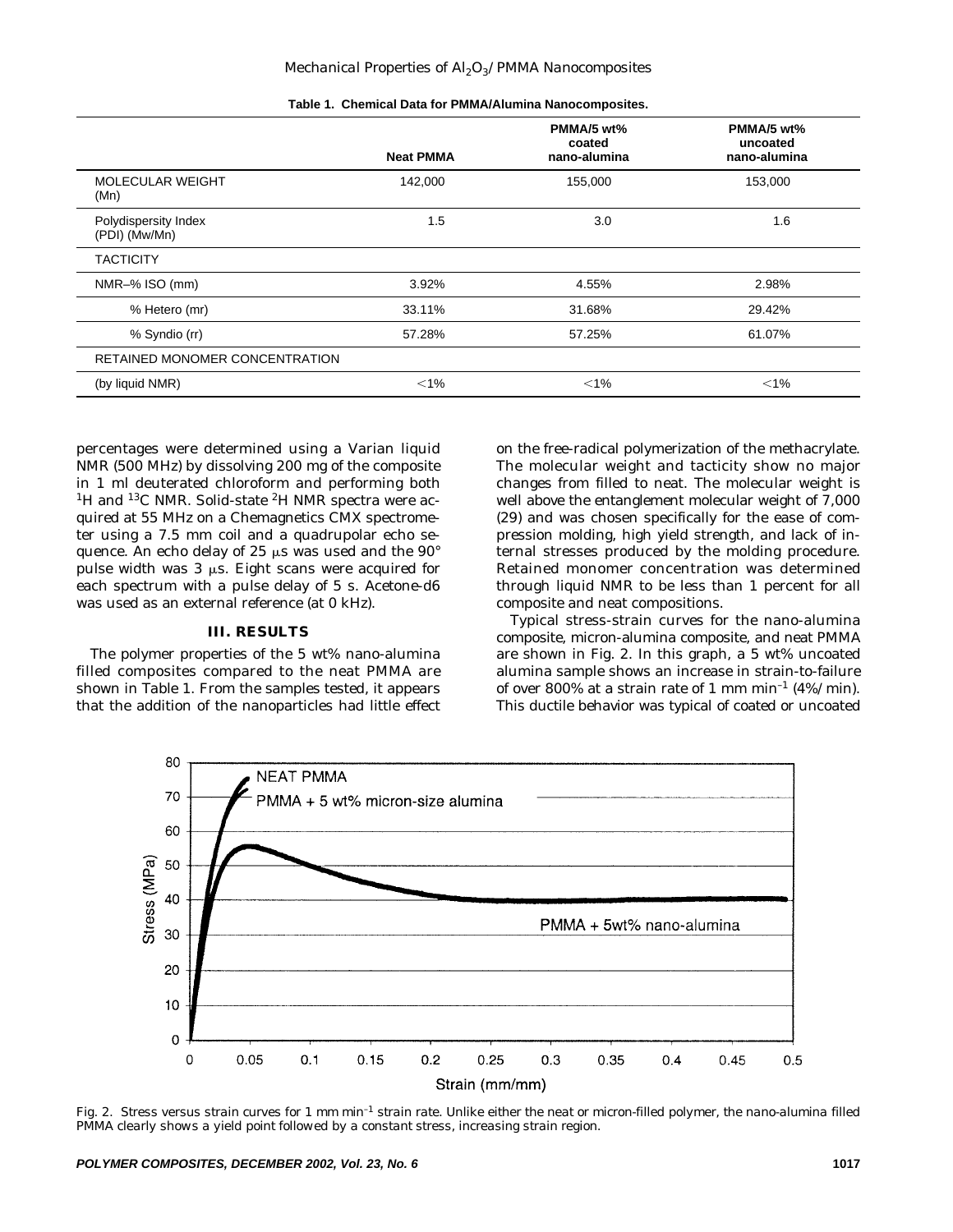**Table 1. Chemical Data for PMMA/Alumina Nanocomposites.**

| | Neat PMMA | PMMA/5 wt% coated nano-alumina | PMMA/5 wt% uncoated nano-alumina |
|---|---|---|---|
| MOLECULAR WEIGHT (Mn) | 142,000 | 155,000 | 153,000 |
| Polydispersity Index (PDI) (Mw/Mn) | 1.5 | 3.0 | 1.6 |
| TACTICITY | | | |
| NMR–% ISO (mm) | 3.92% | 4.55% | 2.98% |
| % Hetero (mr) | 33.11% | 31.68% | 29.42% |
| % Syndio (rr) | 57.28% | 57.25% | 61.07% |
| RETAINED MONOMER CONCENTRATION | | | |
| (by liquid NMR) | <1% | <1% | <1% |

percentages were determined using a Varian liquid NMR (500 MHz) by dissolving 200 mg of the composite in 1 ml deuterated chloroform and performing both $^{1}H$ and $^{13}C$ NMR. Solid-state $^{2}H$ NMR spectra were acquired at 55 MHz on a Chemagnetics CMX spectrometer using a 7.5 mm coil and a quadrupolar echo sequence. An echo delay of 25 μs was used and the 90° pulse width was 3 μs. Eight scans were acquired for each spectrum with a pulse delay of 5 s. Acetone-d6 was used as an external reference (at 0 kHz).

## III. RESULTS

The polymer properties of the 5 wt% nano-alumina filled composites compared to the neat PMMA are shown in Table 1. From the samples tested, it appears that the addition of the nanoparticles had little effect on the free-radical polymerization of the methacrylate. The molecular weight and tacticity show no major changes from filled to neat. The molecular weight is well above the entanglement molecular weight of 7,000 (29) and was chosen specifically for the ease of compression molding, high yield strength, and lack of internal stresses produced by the molding procedure. Retained monomer concentration was determined through liquid NMR to be less than 1 percent for all composite and neat compositions.

Typical stress-strain curves for the nano-alumina composite, micron-alumina composite, and neat PMMA are shown in Fig. 2. In this graph, a 5 wt% uncoated alumina sample shows an increase in strain-to-failure of over 800% at a strain rate of 1 mm min$^{-1}$ (4%/min). This ductile behavior was typical of coated or uncoated

Fig. 2. Stress versus strain curves for 1 mm min$^{-1}$ strain rate. Unlike either the neat or micron-filled polymer, the nano-alumina filled PMMA clearly shows a yield point followed by a constant stress, increasing strain region.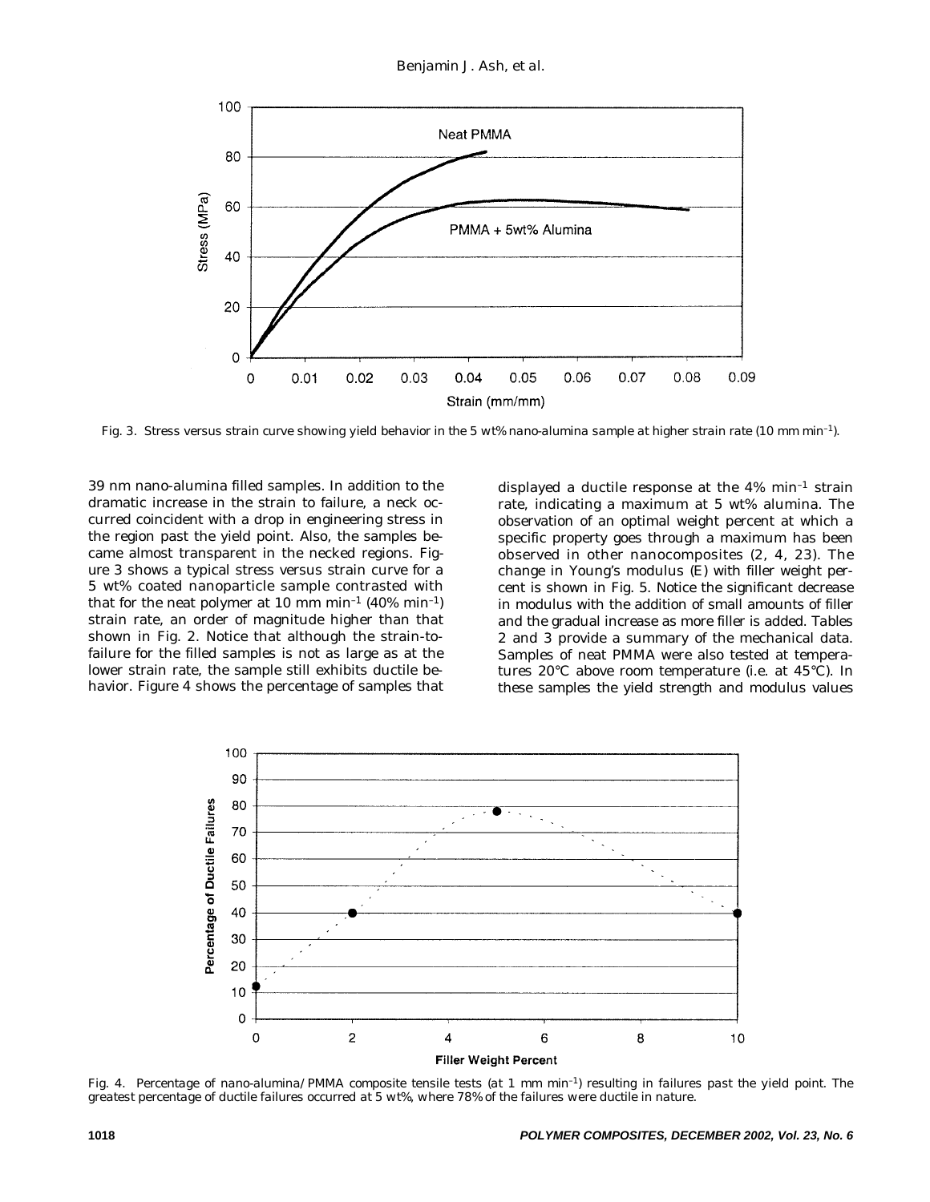Fig. 3. Stress versus strain curve showing yield behavior in the 5 wt% nano-alumina sample at higher strain rate (10 mm $min^{-1}$).

39 nm nano-alumina filled samples. In addition to the dramatic increase in the strain to failure, a neck occurred coincident with a drop in engineering stress in the region past the yield point. Also, the samples became almost transparent in the necked regions. Figure 3 shows a typical stress versus strain curve for a 5 wt% coated nanoparticle sample contrasted with that for the neat polymer at 10 mm $min^{-1}$ (40% $min^{-1}$) strain rate, an order of magnitude higher than that shown in Fig. 2. Notice that although the strain-to-failure for the filled samples is not as large as at the lower strain rate, the sample still exhibits ductile behavior. Figure 4 shows the percentage of samples that displayed a ductile response at the 4% $min^{-1}$ strain rate, indicating a maximum at 5 wt% alumina. The observation of an optimal weight percent at which a specific property goes through a maximum has been observed in other nanocomposites (2, 4, 23). The change in Young's modulus (E) with filler weight percent is shown in Fig. 5. Notice the significant decrease in modulus with the addition of small amounts of filler and the gradual increase as more filler is added. Tables 2 and 3 provide a summary of the mechanical data. Samples of neat PMMA were also tested at temperatures 20°C above room temperature (i.e. at 45°C). In these samples the yield strength and modulus values

Fig. 4. Percentage of nano-alumina/PMMA composite tensile tests (at 1 mm $min^{-1}$) resulting in failures past the yield point. The greatest percentage of ductile failures occurred at 5 wt%, where 78% of the failures were ductile in nature.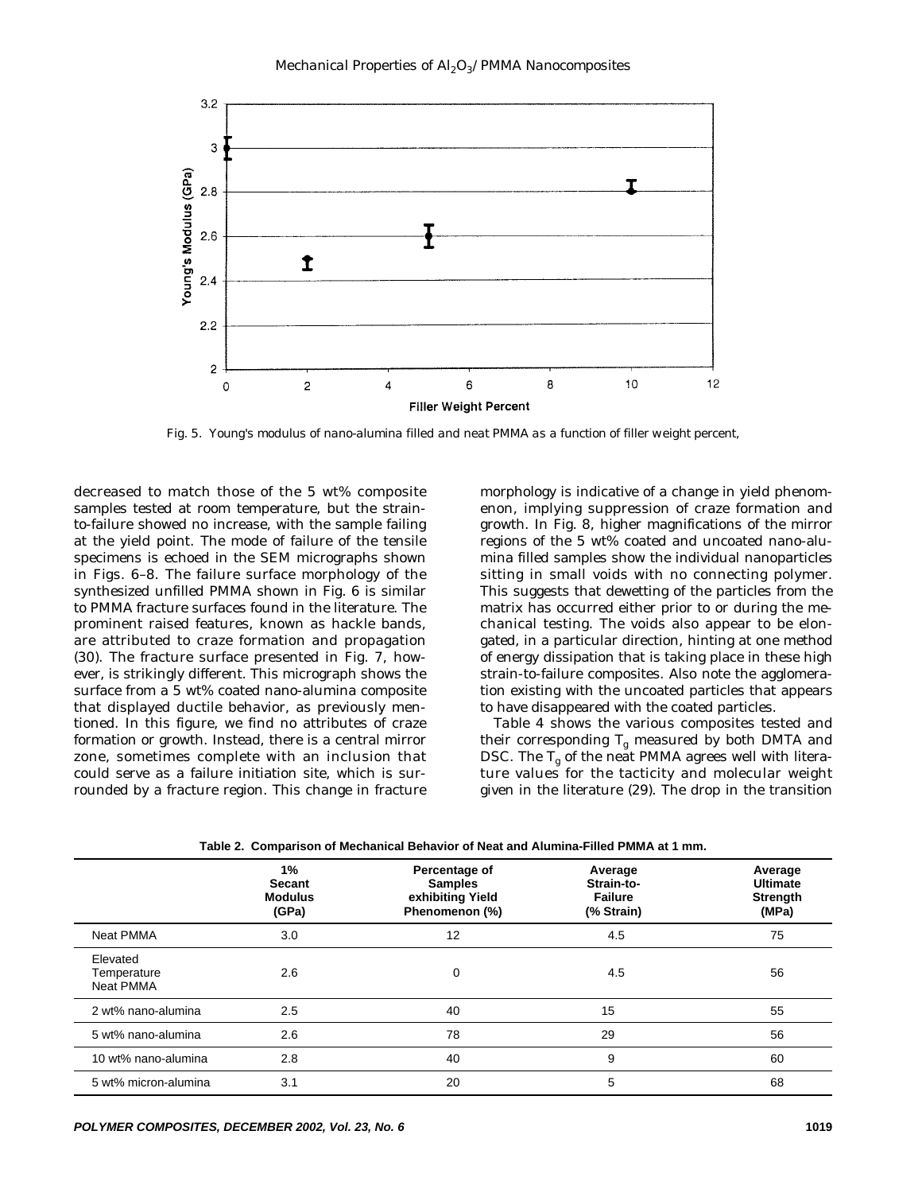Fig. 5. Young's modulus of nano-alumina filled and neat PMMA as a function of filler weight percent,

decreased to match those of the 5 wt% composite samples tested at room temperature, but the strain-to-failure showed no increase, with the sample failing at the yield point. The mode of failure of the tensile specimens is echoed in the SEM micrographs shown in Figs. 6–8. The failure surface morphology of the synthesized unfilled PMMA shown in Fig. 6 is similar to PMMA fracture surfaces found in the literature. The prominent raised features, known as hackle bands, are attributed to craze formation and propagation (30). The fracture surface presented in Fig. 7, however, is strikingly different. This micrograph shows the surface from a 5 wt% coated nano-alumina composite that displayed ductile behavior, as previously mentioned. In this figure, we find no attributes of craze formation or growth. Instead, there is a central mirror zone, sometimes complete with an inclusion that could serve as a failure initiation site, which is surrounded by a fracture region. This change in fracture morphology is indicative of a change in yield phenomenon, implying suppression of craze formation and growth. In Fig. 8, higher magnifications of the mirror regions of the 5 wt% coated and uncoated nano-alumina filled samples show the individual nanoparticles sitting in small voids with no connecting polymer. This suggests that dewetting of the particles from the matrix has occurred either prior to or during the mechanical testing. The voids also appear to be elongated, in a particular direction, hinting at one method of energy dissipation that is taking place in these high strain-to-failure composites. Also note the agglomeration existing with the uncoated particles that appears to have disappeared with the coated particles.

Table 4 shows the various composites tested and their corresponding $T_g$ measured by both DMTA and DSC. The $T_g$ of the neat PMMA agrees well with literature values for the tacticity and molecular weight given in the literature (29). The drop in the transition

**Table 2. Comparison of Mechanical Behavior of Neat and Alumina-Filled PMMA at 1 mm.**

| | 1% Secant Modulus (GPa) | Percentage of Samples exhibiting Yield Phenomenon (%) | Average Strain-to-Failure (% Strain) | Average Ultimate Strength (MPa) |
|---|---|---|---|---|
| Neat PMMA | 3.0 | 12 | 4.5 | 75 |
| Elevated Temperature Neat PMMA | 2.6 | 0 | 4.5 | 56 |
| 2 wt% nano-alumina | 2.5 | 40 | 15 | 55 |
| 5 wt% nano-alumina | 2.6 | 78 | 29 | 56 |
| 10 wt% nano-alumina | 2.8 | 40 | 9 | 60 |
| 5 wt% micron-alumina | 3.1 | 20 | 5 | 68 |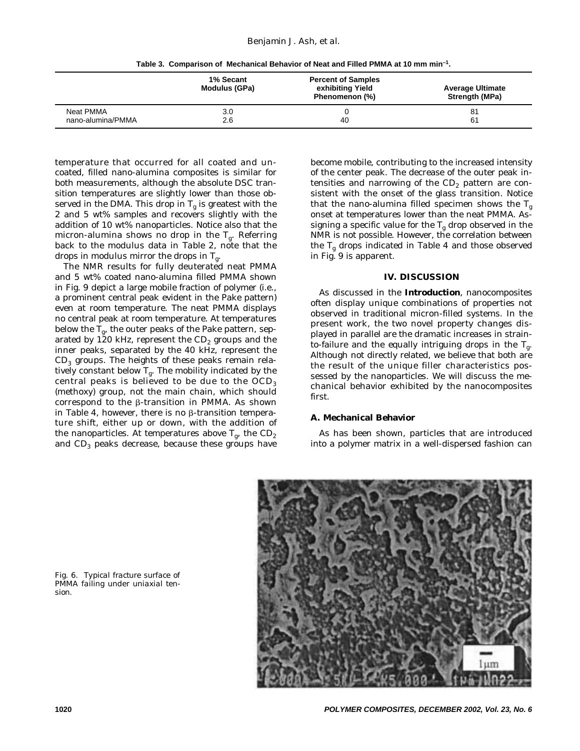**Table 3. Comparison of Mechanical Behavior of Neat and Filled PMMA at 10 mm min$^{-1}$.**

| | 1% Secant Modulus (GPa) | Percent of Samples exhibiting Yield Phenomenon (%) | Average Ultimate Strength (MPa) |
|---|---|---|---|
| Neat PMMA | 3.0 | 0 | 81 |
| nano-alumina/PMMA | 2.6 | 40 | 61 |

temperature that occurred for all coated and uncoated, filled nano-alumina composites is similar for both measurements, although the absolute DSC transition temperatures are slightly lower than those observed in the DMA. This drop in $T_g$ is greatest with the 2 and 5 wt% samples and recovers slightly with the addition of 10 wt% nanoparticles. Notice also that the micron-alumina shows no drop in the $T_g$. Referring back to the modulus data in Table 2, note that the drops in modulus mirror the drops in $T_g$.

The NMR results for fully deuterated neat PMMA and 5 wt% coated nano-alumina filled PMMA shown in Fig. 9 depict a large mobile fraction of polymer (i.e., a prominent central peak evident in the Pake pattern) even at room temperature. The neat PMMA displays no central peak at room temperature. At temperatures below the $T_g$, the outer peaks of the Pake pattern, separated by 120 kHz, represent the $CD_2$ groups and the inner peaks, separated by the 40 kHz, represent the $CD_3$ groups. The heights of these peaks remain relatively constant below $T_g$. The mobility indicated by the central peaks is believed to be due to the $OCD_3$ (methoxy) group, not the main chain, which should correspond to the β-transition in PMMA. As shown in Table 4, however, there is no β-transition temperature shift, either up or down, with the addition of the nanoparticles. At temperatures above $T_g$, the $CD_2$ and $CD_3$ peaks decrease, because these groups have become mobile, contributing to the increased intensity of the center peak. The decrease of the outer peak intensities and narrowing of the $CD_2$ pattern are consistent with the onset of the glass transition. Notice that the nano-alumina filled specimen shows the $T_g$ onset at temperatures lower than the neat PMMA. Assigning a specific value for the $T_g$ drop observed in the NMR is not possible. However, the correlation between the $T_g$ drops indicated in Table 4 and those observed in Fig. 9 is apparent.

## IV. DISCUSSION

As discussed in the **Introduction**, nanocomposites often display unique combinations of properties not observed in traditional micron-filled systems. In the present work, the two novel property changes displayed in parallel are the dramatic increases in strain-to-failure and the equally intriguing drops in the $T_g$. Although not directly related, we believe that both are the result of the unique filler characteristics possessed by the nanoparticles. We will discuss the mechanical behavior exhibited by the nanocomposites first.

### A. Mechanical Behavior

As has been shown, particles that are introduced into a polymer matrix in a well-dispersed fashion can

Fig. 6. Typical fracture surface of PMMA failing under uniaxial tension.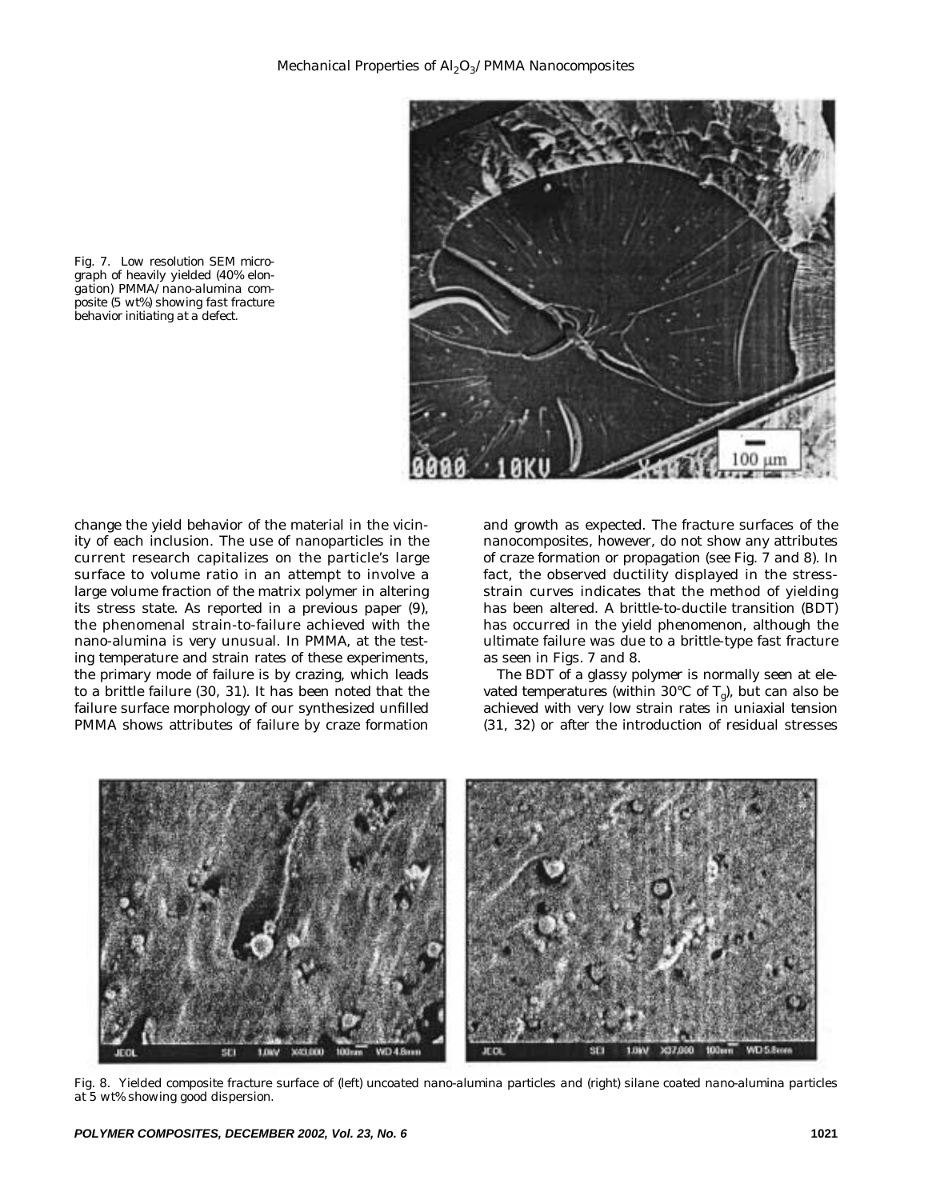Fig. 7. Low resolution SEM micrograph of heavily yielded (40% elongation) PMMA/nano-alumina composite (5 wt%) showing fast fracture behavior initiating at a defect.

change the yield behavior of the material in the vicinity of each inclusion. The use of nanoparticles in the current research capitalizes on the particle's large surface to volume ratio in an attempt to involve a large volume fraction of the matrix polymer in altering its stress state. As reported in a previous paper (9), the phenomenal strain-to-failure achieved with the nano-alumina is very unusual. In PMMA, at the testing temperature and strain rates of these experiments, the primary mode of failure is by crazing, which leads to a brittle failure (30, 31). It has been noted that the failure surface morphology of our synthesized unfilled PMMA shows attributes of failure by craze formation and growth as expected. The fracture surfaces of the nanocomposites, however, do not show any attributes of craze formation or propagation (see Fig. 7 and 8). In fact, the observed ductility displayed in the stress-strain curves indicates that the method of yielding has been altered. A brittle-to-ductile transition (BDT) has occurred in the yield phenomenon, although the ultimate failure was due to a brittle-type fast fracture as seen in Figs. 7 and 8.

The BDT of a glassy polymer is normally seen at elevated temperatures (within 30°C of $T_g$), but can also be achieved with very low strain rates in uniaxial tension (31, 32) or after the introduction of residual stresses

Fig. 8. Yielded composite fracture surface of (left) uncoated nano-alumina particles and (right) silane coated nano-alumina particles at 5 wt% showing good dispersion.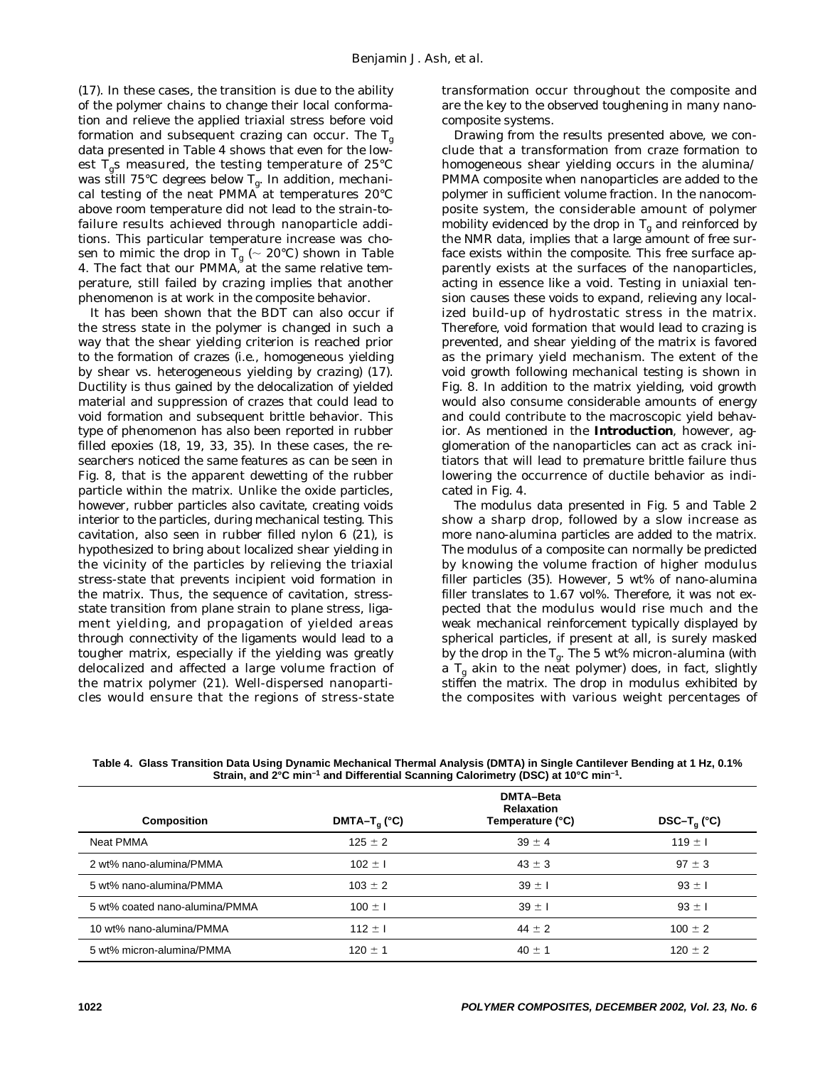(17). In these cases, the transition is due to the ability of the polymer chains to change their local conformation and relieve the applied triaxial stress before void formation and subsequent crazing can occur. The $T_g$ data presented in Table 4 shows that even for the lowest $T_g$s measured, the testing temperature of 25°C was still 75°C degrees below $T_g$. In addition, mechanical testing of the neat PMMA at temperatures 20°C above room temperature did not lead to the strain-to-failure results achieved through nanoparticle additions. This particular temperature increase was chosen to mimic the drop in $T_g$ (~ 20°C) shown in Table 4. The fact that our PMMA, at the same relative temperature, still failed by crazing implies that another phenomenon is at work in the composite behavior.

It has been shown that the BDT can also occur if the stress state in the polymer is changed in such a way that the shear yielding criterion is reached prior to the formation of crazes (i.e., homogeneous yielding by shear vs. heterogeneous yielding by crazing) (17). Ductility is thus gained by the delocalization of yielded material and suppression of crazes that could lead to void formation and subsequent brittle behavior. This type of phenomenon has also been reported in rubber filled epoxies (18, 19, 33, 35). In these cases, the researchers noticed the same features as can be seen in Fig. 8, that is the apparent dewetting of the rubber particle within the matrix. Unlike the oxide particles, however, rubber particles also cavitate, creating voids interior to the particles, during mechanical testing. This cavitation, also seen in rubber filled nylon 6 (21), is hypothesized to bring about localized shear yielding in the vicinity of the particles by relieving the triaxial stress-state that prevents incipient void formation in the matrix. Thus, the sequence of cavitation, stress-state transition from plane strain to plane stress, ligament yielding, and propagation of yielded areas through connectivity of the ligaments would lead to a tougher matrix, especially if the yielding was greatly delocalized and affected a large volume fraction of the matrix polymer (21). Well-dispersed nanoparticles would ensure that the regions of stress-state transformation occur throughout the composite and are the key to the observed toughening in many nanocomposite systems.

Drawing from the results presented above, we conclude that a transformation from craze formation to homogeneous shear yielding occurs in the alumina/PMMA composite when nanoparticles are added to the polymer in sufficient volume fraction. In the nanocomposite system, the considerable amount of polymer mobility evidenced by the drop in $T_g$ and reinforced by the NMR data, implies that a large amount of free surface exists within the composite. This free surface apparently exists at the surfaces of the nanoparticles, acting in essence like a void. Testing in uniaxial tension causes these voids to expand, relieving any localized build-up of hydrostatic stress in the matrix. Therefore, void formation that would lead to crazing is prevented, and shear yielding of the matrix is favored as the primary yield mechanism. The extent of the void growth following mechanical testing is shown in Fig. 8. In addition to the matrix yielding, void growth would also consume considerable amounts of energy and could contribute to the macroscopic yield behavior. As mentioned in the **Introduction**, however, agglomeration of the nanoparticles can act as crack initiators that will lead to premature brittle failure thus lowering the occurrence of ductile behavior as indicated in Fig. 4.

The modulus data presented in Fig. 5 and Table 2 show a sharp drop, followed by a slow increase as more nano-alumina particles are added to the matrix. The modulus of a composite can normally be predicted by knowing the volume fraction of higher modulus filler particles (35). However, 5 wt% of nano-alumina filler translates to 1.67 vol%. Therefore, it was not expected that the modulus would rise much and the weak mechanical reinforcement typically displayed by spherical particles, if present at all, is surely masked by the drop in the $T_g$. The 5 wt% micron-alumina (with a $T_g$ akin to the neat polymer) does, in fact, slightly stiffen the matrix. The drop in modulus exhibited by the composites with various weight percentages of

**Table 4. Glass Transition Data Using Dynamic Mechanical Thermal Analysis (DMTA) in Single Cantilever Bending at 1 Hz, 0.1% Strain, and 2°C min$^{-1}$ and Differential Scanning Calorimetry (DSC) at 10°C min$^{-1}$.**

| Composition | DMTA–$T_g$ (°C) | DMTA–Beta Relaxation Temperature (°C) | DSC–$T_g$ (°C) |
|---|---|---|---|
| Neat PMMA | 125 ± 2 | 39 ± 4 | 119 ± 1 |
| 2 wt% nano-alumina/PMMA | 102 ± 1 | 43 ± 3 | 97 ± 3 |
| 5 wt% nano-alumina/PMMA | 103 ± 2 | 39 ± 1 | 93 ± 1 |
| 5 wt% coated nano-alumina/PMMA | 100 ± 1 | 39 ± 1 | 93 ± 1 |
| 10 wt% nano-alumina/PMMA | 112 ± 1 | 44 ± 2 | 100 ± 2 |
| 5 wt% micron-alumina/PMMA | 120 ± 1 | 40 ± 1 | 120 ± 2 |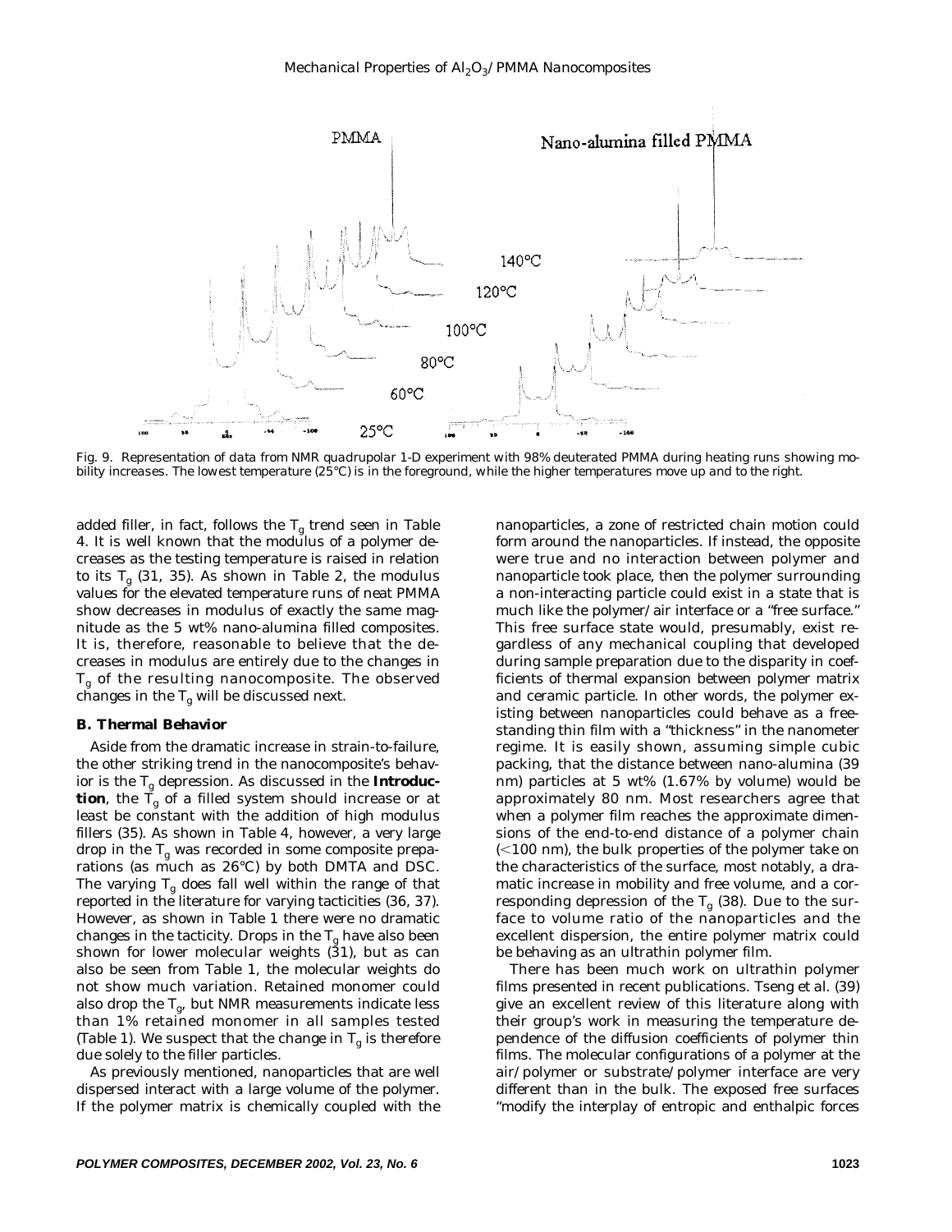Fig. 9. Representation of data from NMR quadrupolar 1-D experiment with 98% deuterated PMMA during heating runs showing mobility increases. The lowest temperature (25°C) is in the foreground, while the higher temperatures move up and to the right.

added filler, in fact, follows the $T_g$ trend seen in Table 4. It is well known that the modulus of a polymer decreases as the testing temperature is raised in relation to its $T_g$ (31, 35). As shown in Table 2, the modulus values for the elevated temperature runs of neat PMMA show decreases in modulus of exactly the same magnitude as the 5 wt% nano-alumina filled composites. It is, therefore, reasonable to believe that the decreases in modulus are entirely due to the changes in $T_g$ of the resulting nanocomposite. The observed changes in the $T_g$ will be discussed next.

### B. Thermal Behavior

Aside from the dramatic increase in strain-to-failure, the other striking trend in the nanocomposite's behavior is the $T_g$ depression. As discussed in the **Introduction**, the $T_g$ of a filled system should increase or at least be constant with the addition of high modulus fillers (35). As shown in Table 4, however, a very large drop in the $T_g$ was recorded in some composite preparations (as much as 26°C) by both DMTA and DSC. The varying $T_g$ does fall well within the range of that reported in the literature for varying tacticities (36, 37). However, as shown in Table 1 there were no dramatic changes in the tacticity. Drops in the $T_g$ have also been shown for lower molecular weights (31), but as can also be seen from Table 1, the molecular weights do not show much variation. Retained monomer could also drop the $T_g$, but NMR measurements indicate less than 1% retained monomer in all samples tested (Table 1). We suspect that the change in $T_g$ is therefore due solely to the filler particles.

As previously mentioned, nanoparticles that are well dispersed interact with a large volume of the polymer. If the polymer matrix is chemically coupled with the nanoparticles, a zone of restricted chain motion could form around the nanoparticles. If instead, the opposite were true and no interaction between polymer and nanoparticle took place, then the polymer surrounding a non-interacting particle could exist in a state that is much like the polymer/air interface or a "free surface." This free surface state would, presumably, exist regardless of any mechanical coupling that developed during sample preparation due to the disparity in coefficients of thermal expansion between polymer matrix and ceramic particle. In other words, the polymer existing between nanoparticles could behave as a free-standing thin film with a "thickness" in the nanometer regime. It is easily shown, assuming simple cubic packing, that the distance between nano-alumina (39 nm) particles at 5 wt% (1.67% by volume) would be approximately 80 nm. Most researchers agree that when a polymer film reaches the approximate dimensions of the end-to-end distance of a polymer chain (<100 nm), the bulk properties of the polymer take on the characteristics of the surface, most notably, a dramatic increase in mobility and free volume, and a corresponding depression of the $T_g$ (38). Due to the surface to volume ratio of the nanoparticles and the excellent dispersion, the entire polymer matrix could be behaving as an ultrathin polymer film.

There has been much work on ultrathin polymer films presented in recent publications. Tseng et al. (39) give an excellent review of this literature along with their group's work in measuring the temperature dependence of the diffusion coefficients of polymer thin films. The molecular configurations of a polymer at the air/polymer or substrate/polymer interface are very different than in the bulk. The exposed free surfaces "modify the interplay of entropic and enthalpic forces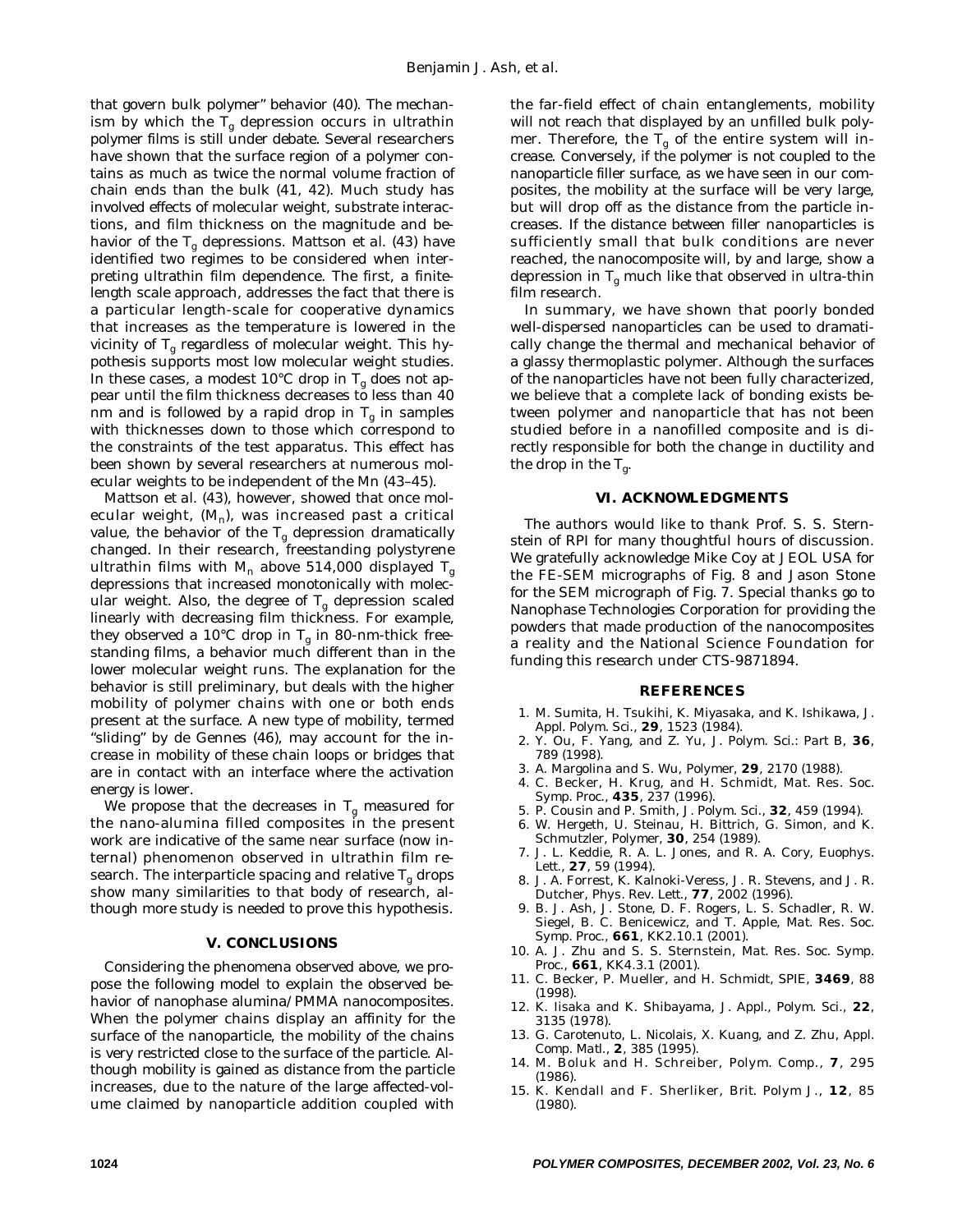that govern bulk polymer" behavior (40). The mechanism by which the $T_g$ depression occurs in ultrathin polymer films is still under debate. Several researchers have shown that the surface region of a polymer contains as much as twice the normal volume fraction of chain ends than the bulk (41, 42). Much study has involved effects of molecular weight, substrate interactions, and film thickness on the magnitude and behavior of the $T_g$ depressions. Mattson et al. (43) have identified two regimes to be considered when interpreting ultrathin film dependence. The first, a finite-length scale approach, addresses the fact that there is a particular length-scale for cooperative dynamics that increases as the temperature is lowered in the vicinity of $T_g$ regardless of molecular weight. This hypothesis supports most low molecular weight studies. In these cases, a modest 10°C drop in $T_g$ does not appear until the film thickness decreases to less than 40 nm and is followed by a rapid drop in $T_g$ in samples with thicknesses down to those which correspond to the constraints of the test apparatus. This effect has been shown by several researchers at numerous molecular weights to be independent of the Mn (43–45).

Mattson et al. (43), however, showed that once molecular weight, ($M_n$), was increased past a critical value, the behavior of the $T_g$ depression dramatically changed. In their research, freestanding polystyrene ultrathin films with $M_n$ above 514,000 displayed $T_g$ depressions that increased monotonically with molecular weight. Also, the degree of $T_g$ depression scaled linearly with decreasing film thickness. For example, they observed a 10°C drop in $T_g$ in 80-nm-thick freestanding films, a behavior much different than in the lower molecular weight runs. The explanation for the behavior is still preliminary, but deals with the higher mobility of polymer chains with one or both ends present at the surface. A new type of mobility, termed "sliding" by de Gennes (46), may account for the increase in mobility of these chain loops or bridges that are in contact with an interface where the activation energy is lower.

We propose that the decreases in $T_g$ measured for the nano-alumina filled composites in the present work are indicative of the same near surface (now internal) phenomenon observed in ultrathin film research. The interparticle spacing and relative $T_g$ drops show many similarities to that body of research, although more study is needed to prove this hypothesis.

## V. CONCLUSIONS

Considering the phenomena observed above, we propose the following model to explain the observed behavior of nanophase alumina/PMMA nanocomposites. When the polymer chains display an affinity for the surface of the nanoparticle, the mobility of the chains is very restricted close to the surface of the particle. Although mobility is gained as distance from the particle increases, due to the nature of the large affected-volume claimed by nanoparticle addition coupled with the far-field effect of chain entanglements, mobility will not reach that displayed by an unfilled bulk polymer. Therefore, the $T_g$ of the entire system will increase. Conversely, if the polymer is not coupled to the nanoparticle filler surface, as we have seen in our composites, the mobility at the surface will be very large, but will drop off as the distance from the particle increases. If the distance between filler nanoparticles is sufficiently small that bulk conditions are never reached, the nanocomposite will, by and large, show a depression in $T_g$ much like that observed in ultra-thin film research.

In summary, we have shown that poorly bonded well-dispersed nanoparticles can be used to dramatically change the thermal and mechanical behavior of a glassy thermoplastic polymer. Although the surfaces of the nanoparticles have not been fully characterized, we believe that a complete lack of bonding exists between polymer and nanoparticle that has not been studied before in a nanofilled composite and is directly responsible for both the change in ductility and the drop in the $T_g$.

## VI. ACKNOWLEDGMENTS

The authors would like to thank Prof. S. S. Sternstein of RPI for many thoughtful hours of discussion. We gratefully acknowledge Mike Coy at JEOL USA for the FE-SEM micrographs of Fig. 8 and Jason Stone for the SEM micrograph of Fig. 7. Special thanks go to Nanophase Technologies Corporation for providing the powders that made production of the nanocomposites a reality and the National Science Foundation for funding this research under CTS-9871894.

## REFERENCES

1. M. Sumita, H. Tsukihi, K. Miyasaka, and K. Ishikawa, *J. Appl. Polym. Sci.*, **29**, 1523 (1984).
2. Y. Ou, F. Yang, and Z. Yu, *J. Polym. Sci.: Part B*, **36**, 789 (1998).
3. A. Margolina and S. Wu, *Polymer*, **29**, 2170 (1988).
4. C. Becker, H. Krug, and H. Schmidt, *Mat. Res. Soc. Symp. Proc.*, **435**, 237 (1996).
5. P. Cousin and P. Smith, *J. Polym. Sci.*, **32**, 459 (1994).
6. W. Hergeth, U. Steinau, H. Bittrich, G. Simon, and K. Schmutzler, *Polymer*, **30**, 254 (1989).
7. J. L. Keddie, R. A. L. Jones, and R. A. Cory, *Euophys. Lett.*, **27**, 59 (1994).
8. J. A. Forrest, K. Kalnoki-Veress, J. R. Stevens, and J. R. Dutcher, *Phys. Rev. Lett.*, **77**, 2002 (1996).
9. B. J. Ash, J. Stone, D. F. Rogers, L. S. Schadler, R. W. Siegel, B. C. Benicewicz, and T. Apple, *Mat. Res. Soc. Symp. Proc.*, **661**, KK2.10.1 (2001).
10. A. J. Zhu and S. S. Sternstein, *Mat. Res. Soc. Symp. Proc.*, **661**, KK4.3.1 (2001).
11. C. Becker, P. Mueller, and H. Schmidt, *SPIE*, **3469**, 88 (1998).
12. K. Iisaka and K. Shibayama, *J. Appl., Polym. Sci.*, **22**, 3135 (1978).
13. G. Carotenuto, L. Nicolais, X. Kuang, and Z. Zhu, *Appl. Comp. Matl.*, **2**, 385 (1995).
14. M. Boluk and H. Schreiber, *Polym. Comp.*, **7**, 295 (1986).
15. K. Kendall and F. Sherliker, *Brit. Polym J.*, **12**, 85 (1980).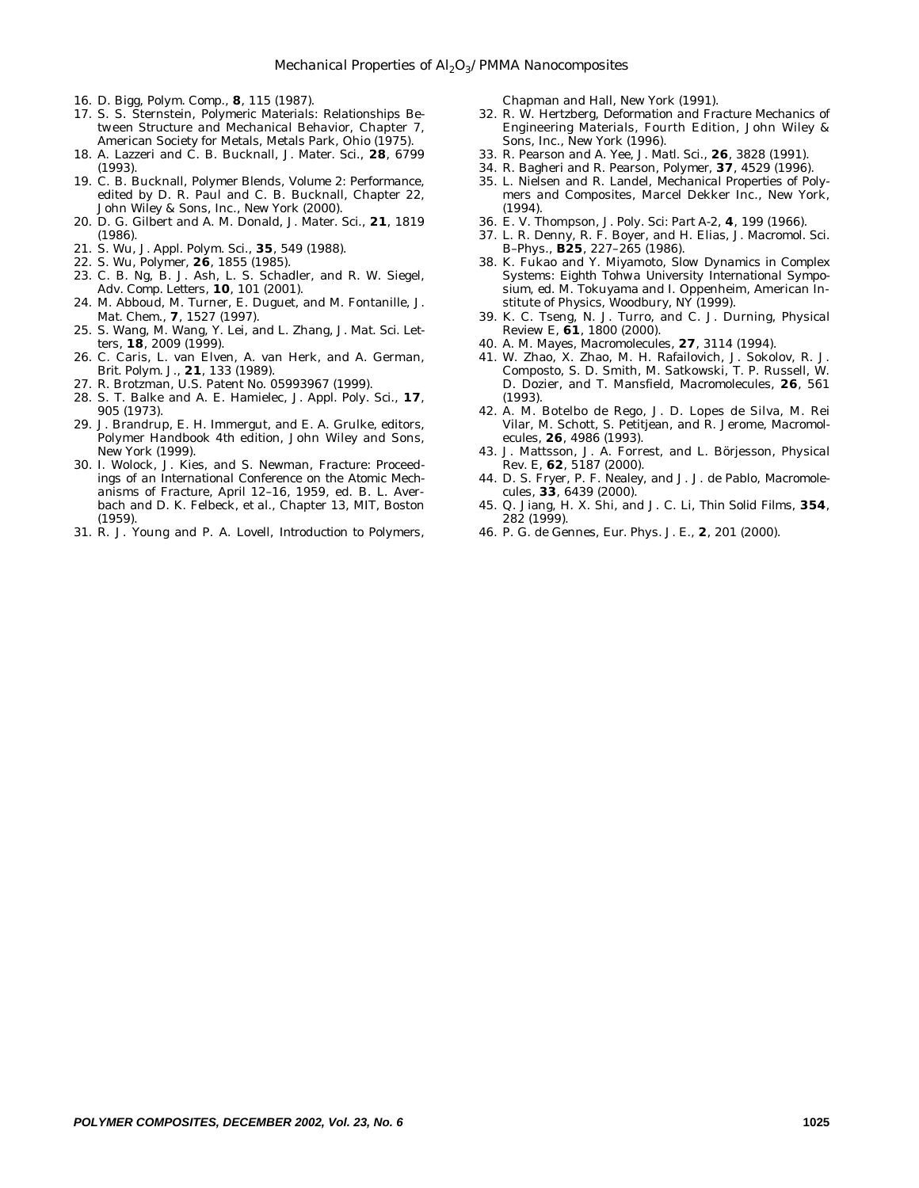16. D. Bigg, Polym. Comp., **8**, 115 (1987).
17. S. S. Sternstein, Polymeric Materials: Relationships Between Structure and Mechanical Behavior, Chapter 7, American Society for Metals, Metals Park, Ohio (1975).
18. A. Lazzeri and C. B. Bucknall, J. Mater. Sci., **28**, 6799 (1993).
19. C. B. Bucknall, Polymer Blends, Volume 2: Performance, edited by D. R. Paul and C. B. Bucknall, Chapter 22, John Wiley & Sons, Inc., New York (2000).
20. D. G. Gilbert and A. M. Donald, J. Mater. Sci., **21**, 1819 (1986).
21. S. Wu, J. Appl. Polym. Sci., **35**, 549 (1988).
22. S. Wu, Polymer, **26**, 1855 (1985).
23. C. B. Ng, B. J. Ash, L. S. Schadler, and R. W. Siegel, Adv. Comp. Letters, **10**, 101 (2001).
24. M. Abboud, M. Turner, E. Duguet, and M. Fontanille, J. Mat. Chem., **7**, 1527 (1997).
25. S. Wang, M. Wang, Y. Lei, and L. Zhang, J. Mat. Sci. Letters, **18**, 2009 (1999).
26. C. Caris, L. van Elven, A. van Herk, and A. German, Brit. Polym. J., **21**, 133 (1989).
27. R. Brotzman, U.S. Patent No. 05993967 (1999).
28. S. T. Balke and A. E. Hamielec, J. Appl. Poly. Sci., **17**, 905 (1973).
29. J. Brandrup, E. H. Immergut, and E. A. Grulke, editors, Polymer Handbook 4th edition, John Wiley and Sons, New York (1999).
30. I. Wolock, J. Kies, and S. Newman, Fracture: Proceedings of an International Conference on the Atomic Mechanisms of Fracture, April 12–16, 1959, ed. B. L. Averbach and D. K. Felbeck, et al., Chapter 13, MIT, Boston (1959).
31. R. J. Young and P. A. Lovell, Introduction to Polymers, Chapman and Hall, New York (1991).
32. R. W. Hertzberg, Deformation and Fracture Mechanics of Engineering Materials, Fourth Edition, John Wiley & Sons, Inc., New York (1996).
33. R. Pearson and A. Yee, J. Matl. Sci., **26**, 3828 (1991).
34. R. Bagheri and R. Pearson, Polymer, **37**, 4529 (1996).
35. L. Nielsen and R. Landel, Mechanical Properties of Polymers and Composites, Marcel Dekker Inc., New York, (1994).
36. E. V. Thompson, J. Poly. Sci: Part A-2, **4**, 199 (1966).
37. L. R. Denny, R. F. Boyer, and H. Elias, J. Macromol. Sci. B–Phys., **B25**, 227–265 (1986).
38. K. Fukao and Y. Miyamoto, Slow Dynamics in Complex Systems: Eighth Tohwa University International Symposium, ed. M. Tokuyama and I. Oppenheim, American Institute of Physics, Woodbury, NY (1999).
39. K. C. Tseng, N. J. Turro, and C. J. Durning, Physical Review E, **61**, 1800 (2000).
40. A. M. Mayes, Macromolecules, **27**, 3114 (1994).
41. W. Zhao, X. Zhao, M. H. Rafailovich, J. Sokolov, R. J. Composto, S. D. Smith, M. Satkowski, T. P. Russell, W. D. Dozier, and T. Mansfield, Macromolecules, **26**, 561 (1993).
42. A. M. Botelbo de Rego, J. D. Lopes de Silva, M. Rei Vilar, M. Schott, S. Petitjean, and R. Jerome, Macromolecules, **26**, 4986 (1993).
43. J. Mattsson, J. A. Forrest, and L. Börjesson, Physical Rev. E, **62**, 5187 (2000).
44. D. S. Fryer, P. F. Nealey, and J. J. de Pablo, Macromolecules, **33**, 6439 (2000).
45. Q. Jiang, H. X. Shi, and J. C. Li, Thin Solid Films, **354**, 282 (1999).
46. P. G. de Gennes, Eur. Phys. J. E., **2**, 201 (2000).